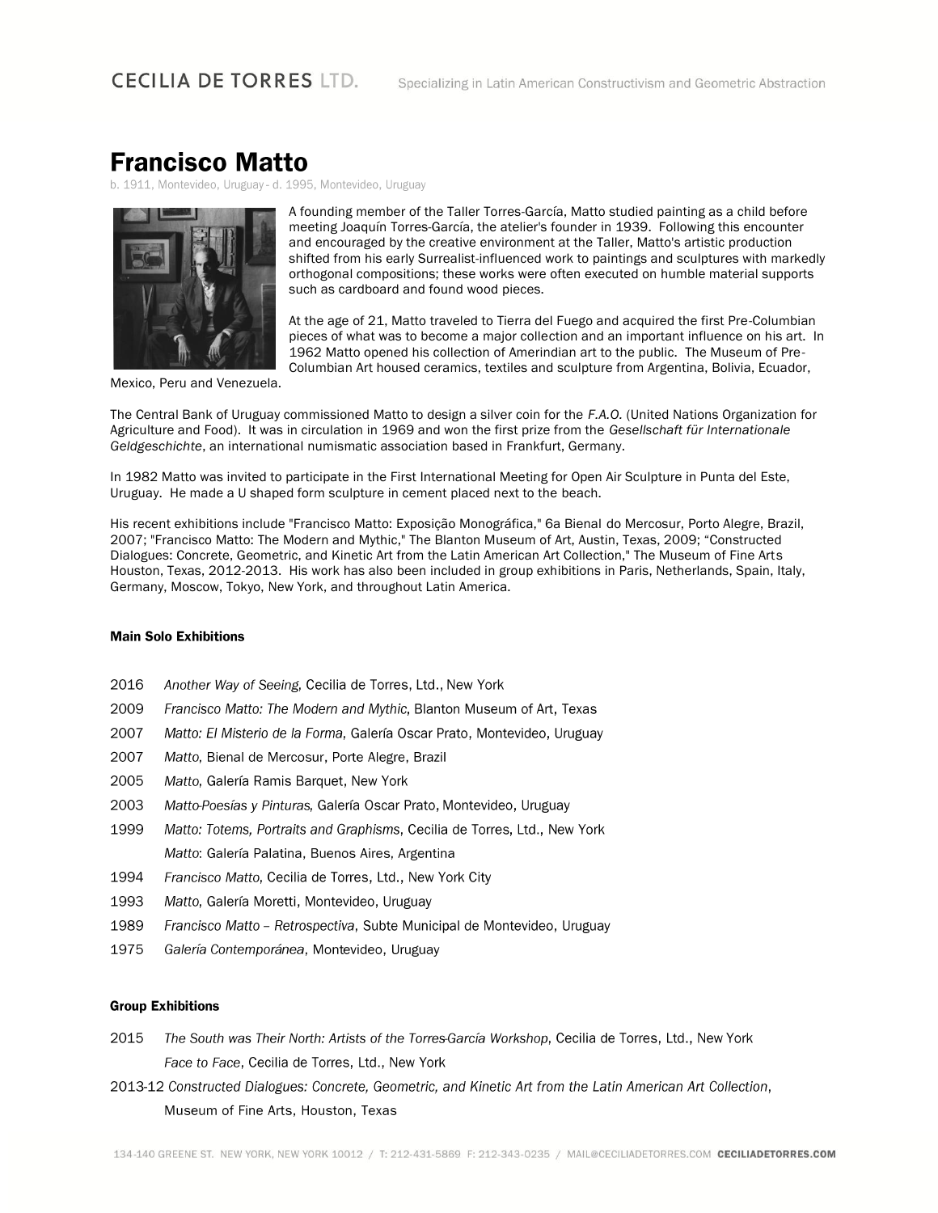# Francisco Matto

b. 1911, Montevideo, Uruguay - d. 1995, Montevideo, Uruguay

A founding member of the Taller Torres-García, Matto studied painting as a child before meeting Joaquín Torres-García, the atelier's founder in 1939. Following this encounter and encouraged by the creative environment at the Taller, Matto's artistic production shifted from his early Surrealist-influenced work to paintings and sculptures with markedly orthogonal compositions; these works were often executed on humble material supports such as cardboard and found wood pieces.

At the age of 21, Matto traveled to Tierra del Fuego and acquired the first Pre-Columbian pieces of what was to become a major collection and an important influence on his art. In 1962 Matto opened his collection of Amerindian art to the public. The Museum of Pre-Columbian Art housed ceramics, textiles and sculpture from Argentina, Bolivia, Ecuador, Mexico, Peru and Venezuela.

The Central Bank of Uruguay commissioned Matto to design a silver coin for the *F.A.O.* (United Nations Organization for Agriculture and Food). It was in circulation in 1969 and won the first prize from the *Gesellschaft für Internationale Geldgeschichte*, an international numismatic association based in Frankfurt, Germany.

In 1982 Matto was invited to participate in the First International Meeting for Open Air Sculpture in Punta del Este, Uruguay. He made a U shaped form sculpture in cement placed next to the beach.

His recent exhibitions include "Francisco Matto: Exposição Monográfica," 6a Bienal do Mercosur, Porto Alegre, Brazil, 2007; "Francisco Matto: The Modern and Mythic," The Blanton Museum of Art, Austin, Texas, 2009; "Constructed Dialogues: Concrete, Geometric, and Kinetic Art from the Latin American Art Collection," The Museum of Fine Arts Houston, Texas, 2012-2013. His work has also been included in group exhibitions in Paris, Netherlands, Spain, Italy, Germany, Moscow, Tokyo, New York, and throughout Latin America.

**Main Solo Exhibitions**

2016 *Another Way of Seeing*, Cecilia de Torres, Ltd., New York

2009 *Francisco Matto: The Modern and Mythic*, Blanton Museum of Art, Texas

2007 *Matto: El Misterio de la Forma*, Galería Oscar Prato, Montevideo, Uruguay

2007 *Matto*, Bienal de Mercosur, Porte Alegre, Brazil

2005 *Matto*, Galería Ramis Barquet, New York

2003 *Matto-Poesías y Pinturas*, Galería Oscar Prato, Montevideo, Uruguay

1999 *Matto: Totems, Portraits and Graphisms*, Cecilia de Torres, Ltd., New York

*Matto*: Galería Palatina, Buenos Aires, Argentina

1994 *Francisco Matto*, Cecilia de Torres, Ltd., New York City

1993 *Matto*, Galería Moretti, Montevideo, Uruguay

1989 *Francisco Matto – Retrospectiva*, Subte Municipal de Montevideo, Uruguay

1975 *Galería Contemporánea*, Montevideo, Uruguay

**Group Exhibitions**

2015 *The South was Their North: Artists of the Torres-García Workshop*, Cecilia de Torres, Ltd., New York

*Face to Face*, Cecilia de Torres, Ltd., New York

2013-12 *Constructed Dialogues: Concrete, Geometric, and Kinetic Art from the Latin American Art Collection*, Museum of Fine Arts, Houston, Texas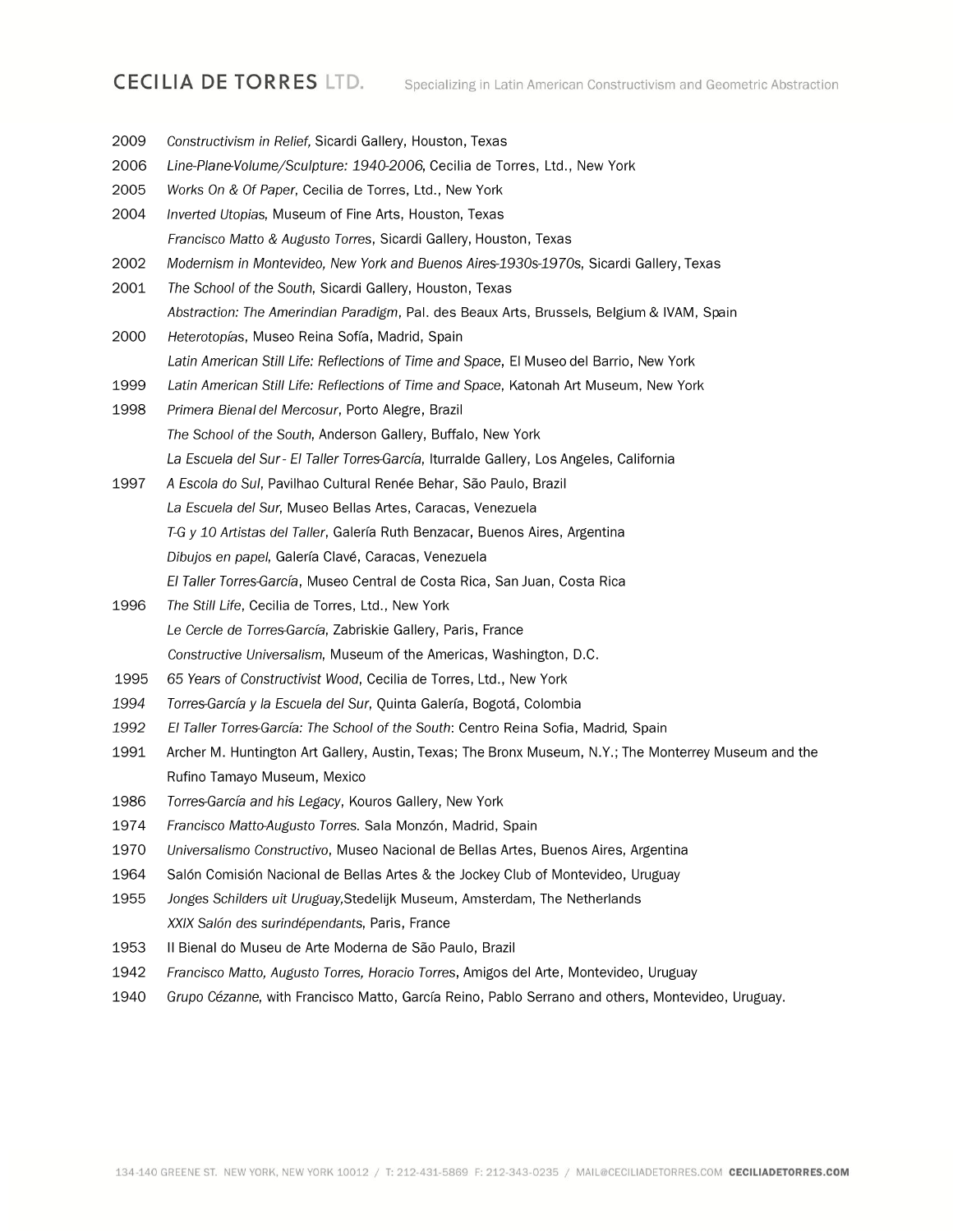2009 *Constructivism in Relief,* Sicardi Gallery, Houston, Texas

2006 *Line-Plane-Volume/Sculpture: 1940-2006*, Cecilia de Torres, Ltd., New York

2005 *Works On & Of Paper*, Cecilia de Torres, Ltd., New York

2004 *Inverted Utopias*, Museum of Fine Arts, Houston, Texas

*Francisco Matto & Augusto Torres*, Sicardi Gallery, Houston, Texas

2002 *Modernism in Montevideo, New York and Buenos Aires-1930s-1970s*, Sicardi Gallery, Texas

2001 *The School of the South*, Sicardi Gallery, Houston, Texas

*Abstraction: The Amerindian Paradigm*, Pal. des Beaux Arts, Brussels, Belgium & IVAM, Spain

2000 *Heterotopías*, Museo Reina Sofía, Madrid, Spain

*Latin American Still Life: Reflections of Time and Space*, El Museo del Barrio, New York

1999 *Latin American Still Life: Reflections of Time and Space*, Katonah Art Museum, New York

1998 *Primera Bienal del Mercosur*, Porto Alegre, Brazil

*The School of the South*, Anderson Gallery, Buffalo, New York

*La Escuela del Sur - El Taller Torres-García*, Iturralde Gallery, Los Angeles, California

1997 *A Escola do Sul*, Pavilhao Cultural Renée Behar, São Paulo, Brazil

*La Escuela del Sur*, Museo Bellas Artes, Caracas, Venezuela

*T-G y 10 Artistas del Taller*, Galería Ruth Benzacar, Buenos Aires, Argentina

*Dibujos en papel*, Galería Clavé, Caracas, Venezuela

*El Taller Torres-García*, Museo Central de Costa Rica, San Juan, Costa Rica

1996 *The Still Life*, Cecilia de Torres, Ltd., New York

*Le Cercle de Torres-García*, Zabriskie Gallery, Paris, France

*Constructive Universalism*, Museum of the Americas, Washington, D.C.

1995 *65 Years of Constructivist Wood*, Cecilia de Torres, Ltd., New York

*1994* *Torres-García y la Escuela del Sur*, Quinta Galería, Bogotá, Colombia

*1992* *El Taller Torres-García: The School of the South*: Centro Reina Sofia, Madrid, Spain

1991 Archer M. Huntington Art Gallery, Austin, Texas; The Bronx Museum, N.Y.; The Monterrey Museum and the Rufino Tamayo Museum, Mexico

1986 *Torres-García and his Legacy*, Kouros Gallery, New York

1974 *Francisco Matto-Augusto Torres.* Sala Monzón, Madrid, Spain

1970 *Universalismo Constructivo*, Museo Nacional de Bellas Artes, Buenos Aires, Argentina

1964 Salón Comisión Nacional de Bellas Artes & the Jockey Club of Montevideo, Uruguay

1955 *Jonges Schilders uit Uruguay,*Stedelijk Museum, Amsterdam, The Netherlands

*XXIX Salón des surindépendants*, Paris, France

1953 II Bienal do Museu de Arte Moderna de São Paulo, Brazil

1942 *Francisco Matto, Augusto Torres, Horacio Torres*, Amigos del Arte, Montevideo, Uruguay

1940 *Grupo Cézanne*, with Francisco Matto, García Reino, Pablo Serrano and others, Montevideo, Uruguay.